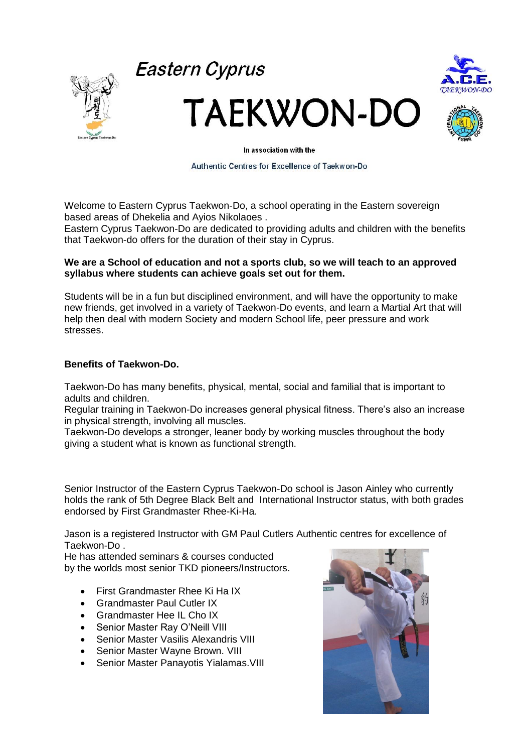# Eastern Cyprus

# TAEKWON-DO

In association with the

Authentic Centres for Excellence of Taekwon-Do

Welcome to Eastern Cyprus Taekwon-Do, a school operating in the Eastern sovereign based areas of Dhekelia and Ayios Nikolaoes .
Eastern Cyprus Taekwon-Do are dedicated to providing adults and children with the benefits that Taekwon-do offers for the duration of their stay in Cyprus.

**We are a School of education and not a sports club, so we will teach to an approved syllabus where students can achieve goals set out for them.**

Students will be in a fun but disciplined environment, and will have the opportunity to make new friends, get involved in a variety of Taekwon-Do events, and learn a Martial Art that will help then deal with modern Society and modern School life, peer pressure and work stresses.

**Benefits of Taekwon-Do.**

Taekwon-Do has many benefits, physical, mental, social and familial that is important to adults and children.
Regular training in Taekwon-Do increases general physical fitness. There's also an increase in physical strength, involving all muscles.
Taekwon-Do develops a stronger, leaner body by working muscles throughout the body giving a student what is known as functional strength.

Senior Instructor of the Eastern Cyprus Taekwon-Do school is Jason Ainley who currently holds the rank of 5th Degree Black Belt and International Instructor status, with both grades endorsed by First Grandmaster Rhee-Ki-Ha.

Jason is a registered Instructor with GM Paul Cutlers Authentic centres for excellence of Taekwon-Do .
He has attended seminars & courses conducted by the worlds most senior TKD pioneers/Instructors.

- First Grandmaster Rhee Ki Ha IX
- Grandmaster Paul Cutler IX
- Grandmaster Hee IL Cho IX
- Senior Master Ray O'Neill VIII
- Senior Master Vasilis Alexandris VIII
- Senior Master Wayne Brown. VIII
- Senior Master Panayotis Yialamas.VIII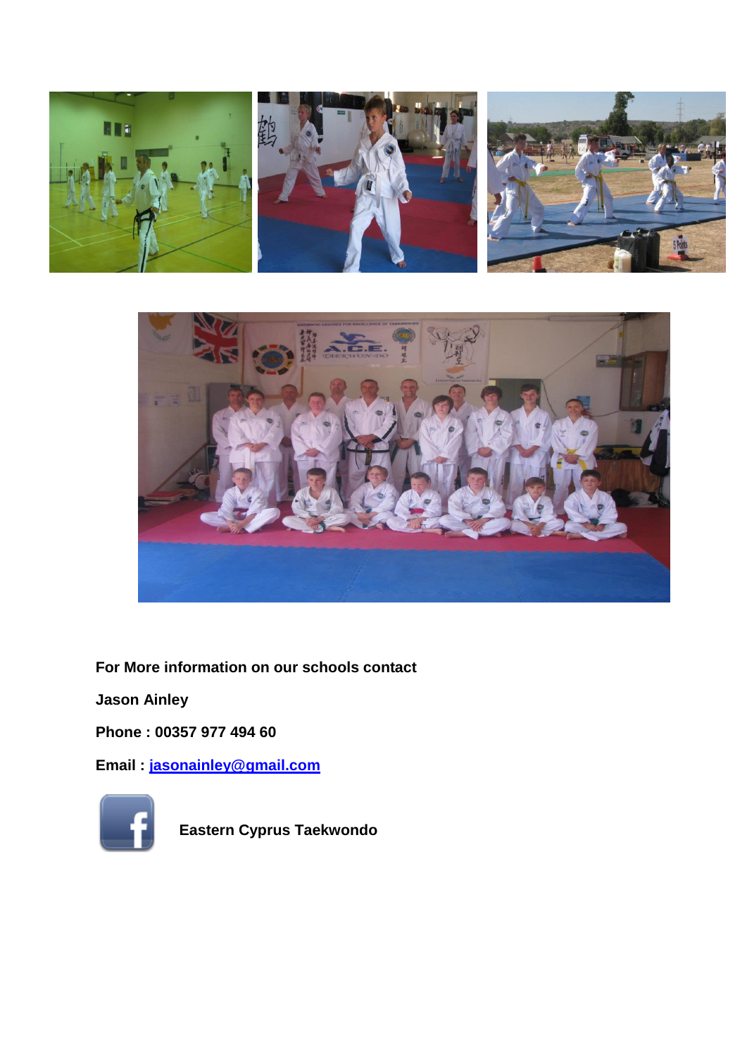**For More information on our schools contact**

**Jason Ainley**

**Phone : 00357 977 494 60**

**Email : [jasonainley@gmail.com](mailto:jasonainley@gmail.com)**

**Eastern Cyprus Taekwondo**